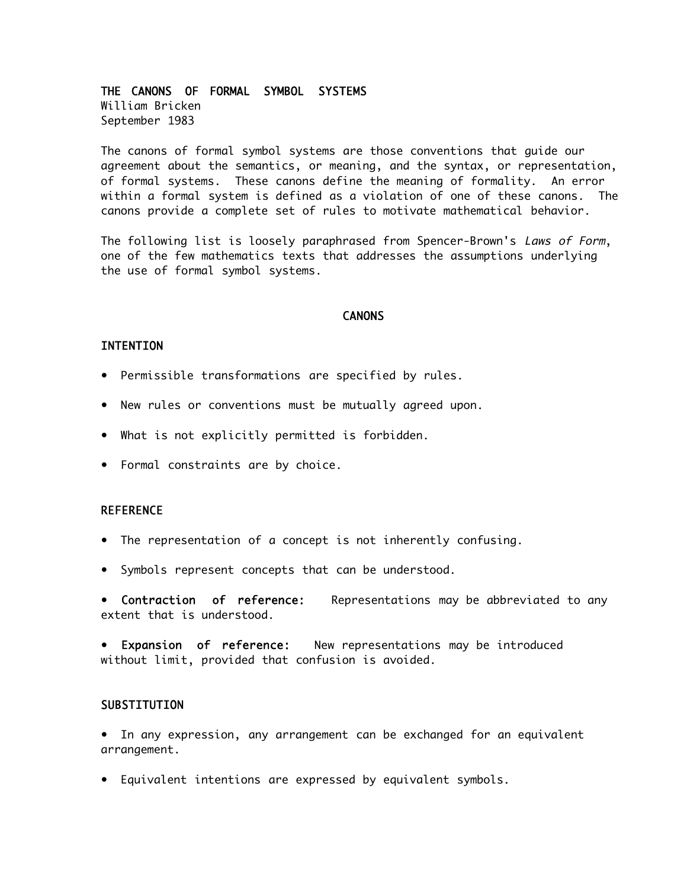# THE CANONS OF FORMAL SYMBOL SYSTEMS

William Bricken
September 1983

The canons of formal symbol systems are those conventions that guide our agreement about the semantics, or meaning, and the syntax, or representation, of formal systems. These canons define the meaning of formality. An error within a formal system is defined as a violation of one of these canons. The canons provide a complete set of rules to motivate mathematical behavior.

The following list is loosely paraphrased from Spencer-Brown's *Laws of Form*, one of the few mathematics texts that addresses the assumptions underlying the use of formal symbol systems.

## CANONS

### INTENTION

- Permissible transformations are specified by rules.
- New rules or conventions must be mutually agreed upon.
- What is not explicitly permitted is forbidden.
- Formal constraints are by choice.

### REFERENCE

- The representation of a concept is not inherently confusing.
- Symbols represent concepts that can be understood.
- **Contraction of reference:** Representations may be abbreviated to any extent that is understood.
- **Expansion of reference:** New representations may be introduced without limit, provided that confusion is avoided.

### SUBSTITUTION

- In any expression, any arrangement can be exchanged for an equivalent arrangement.
- Equivalent intentions are expressed by equivalent symbols.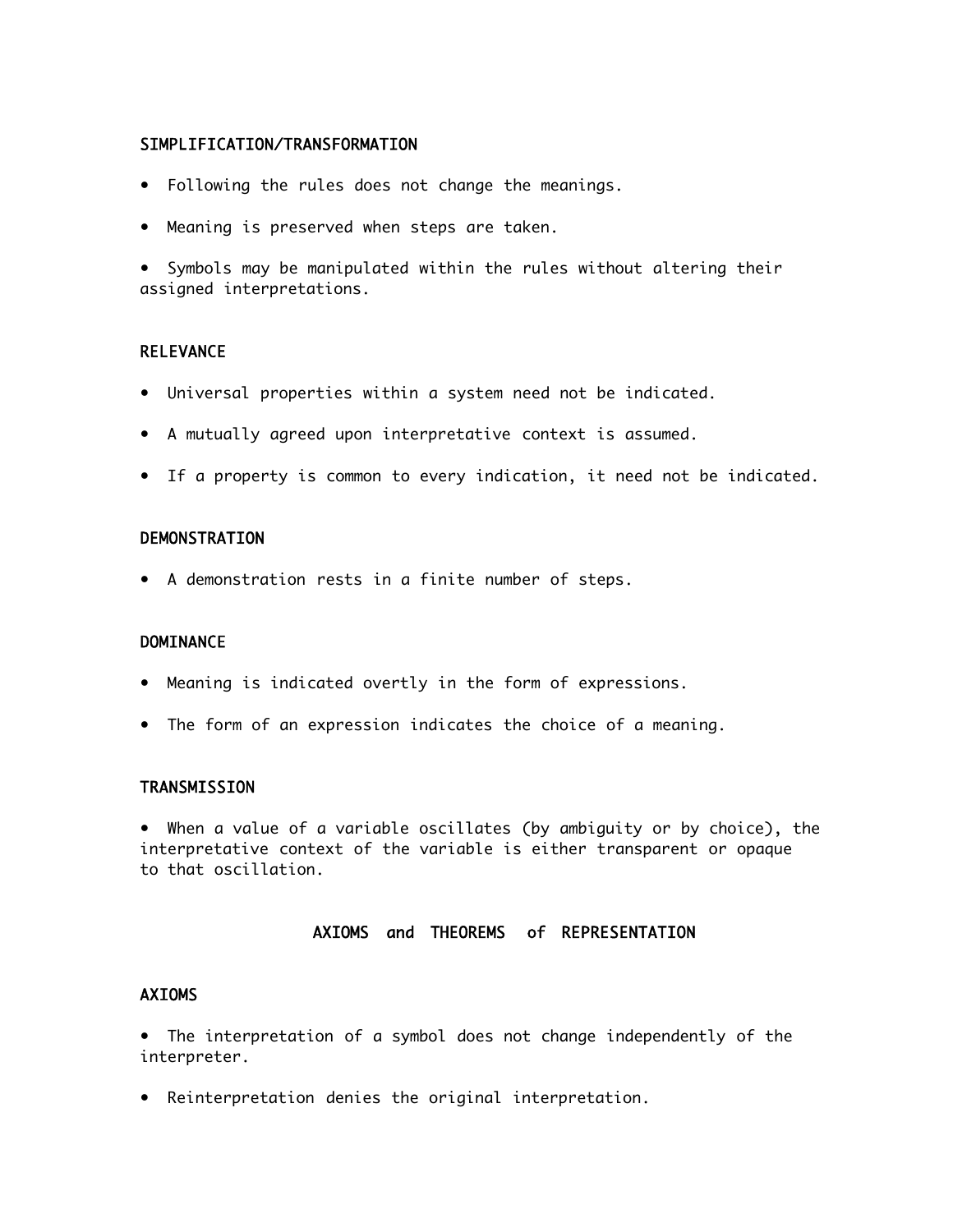### SIMPLIFICATION/TRANSFORMATION

- Following the rules does not change the meanings.
- Meaning is preserved when steps are taken.
- Symbols may be manipulated within the rules without altering their assigned interpretations.

### RELEVANCE

- Universal properties within a system need not be indicated.
- A mutually agreed upon interpretative context is assumed.
- If a property is common to every indication, it need not be indicated.

### DEMONSTRATION

- A demonstration rests in a finite number of steps.

### DOMINANCE

- Meaning is indicated overtly in the form of expressions.
- The form of an expression indicates the choice of a meaning.

### TRANSMISSION

- When a value of a variable oscillates (by ambiguity or by choice), the interpretative context of the variable is either transparent or opaque to that oscillation.

## AXIOMS and THEOREMS of REPRESENTATION

### AXIOMS

- The interpretation of a symbol does not change independently of the interpreter.
- Reinterpretation denies the original interpretation.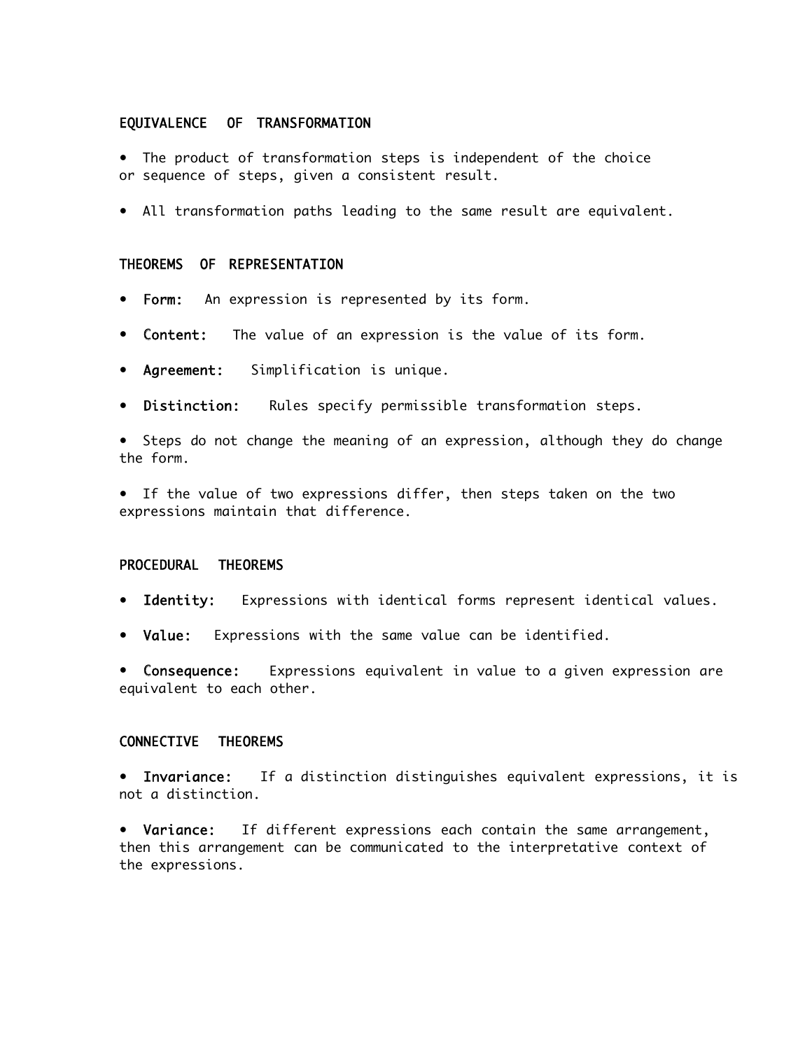## EQUIVALENCE OF TRANSFORMATION

- The product of transformation steps is independent of the choice or sequence of steps, given a consistent result.

- All transformation paths leading to the same result are equivalent.

## THEOREMS OF REPRESENTATION

- **Form:** An expression is represented by its form.

- **Content:** The value of an expression is the value of its form.

- **Agreement:** Simplification is unique.

- **Distinction:** Rules specify permissible transformation steps.

- Steps do not change the meaning of an expression, although they do change the form.

- If the value of two expressions differ, then steps taken on the two expressions maintain that difference.

## PROCEDURAL THEOREMS

- **Identity:** Expressions with identical forms represent identical values.

- **Value:** Expressions with the same value can be identified.

- **Consequence:** Expressions equivalent in value to a given expression are equivalent to each other.

## CONNECTIVE THEOREMS

- **Invariance:** If a distinction distinguishes equivalent expressions, it is not a distinction.

- **Variance:** If different expressions each contain the same arrangement, then this arrangement can be communicated to the interpretative context of the expressions.